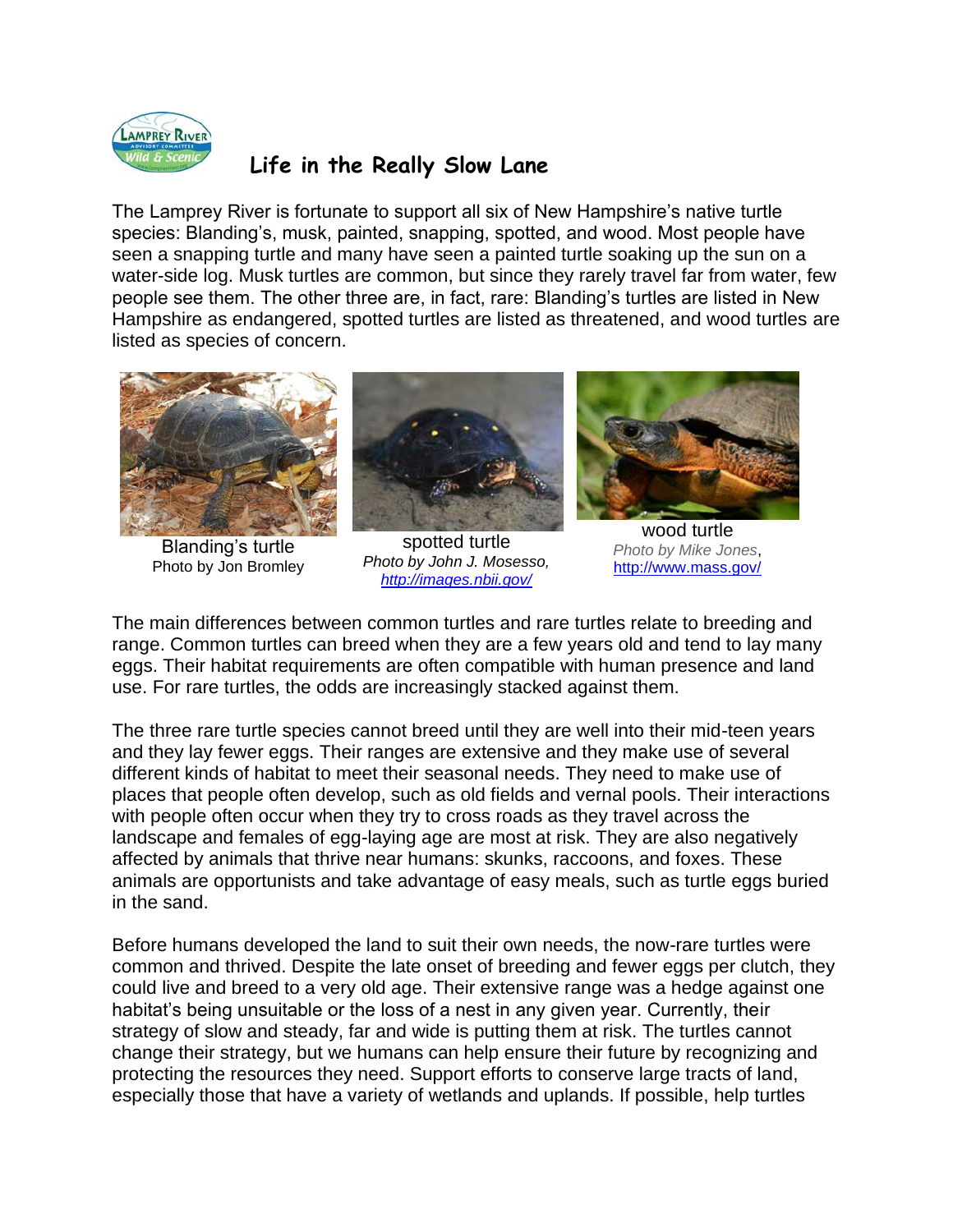# Life in the Really Slow Lane

The Lamprey River is fortunate to support all six of New Hampshire's native turtle species: Blanding's, musk, painted, snapping, spotted, and wood. Most people have seen a snapping turtle and many have seen a painted turtle soaking up the sun on a water-side log. Musk turtles are common, but since they rarely travel far from water, few people see them. The other three are, in fact, rare: Blanding's turtles are listed in New Hampshire as endangered, spotted turtles are listed as threatened, and wood turtles are listed as species of concern.

Blanding's turtle
Photo by Jon Bromley

spotted turtle
*Photo by John J. Mosesso, http://images.nbii.gov/*

wood turtle
*Photo by Mike Jones*, http://www.mass.gov/

The main differences between common turtles and rare turtles relate to breeding and range. Common turtles can breed when they are a few years old and tend to lay many eggs. Their habitat requirements are often compatible with human presence and land use. For rare turtles, the odds are increasingly stacked against them.

The three rare turtle species cannot breed until they are well into their mid-teen years and they lay fewer eggs. Their ranges are extensive and they make use of several different kinds of habitat to meet their seasonal needs. They need to make use of places that people often develop, such as old fields and vernal pools. Their interactions with people often occur when they try to cross roads as they travel across the landscape and females of egg-laying age are most at risk. They are also negatively affected by animals that thrive near humans: skunks, raccoons, and foxes. These animals are opportunists and take advantage of easy meals, such as turtle eggs buried in the sand.

Before humans developed the land to suit their own needs, the now-rare turtles were common and thrived. Despite the late onset of breeding and fewer eggs per clutch, they could live and breed to a very old age. Their extensive range was a hedge against one habitat's being unsuitable or the loss of a nest in any given year. Currently, their strategy of slow and steady, far and wide is putting them at risk. The turtles cannot change their strategy, but we humans can help ensure their future by recognizing and protecting the resources they need. Support efforts to conserve large tracts of land, especially those that have a variety of wetlands and uplands. If possible, help turtles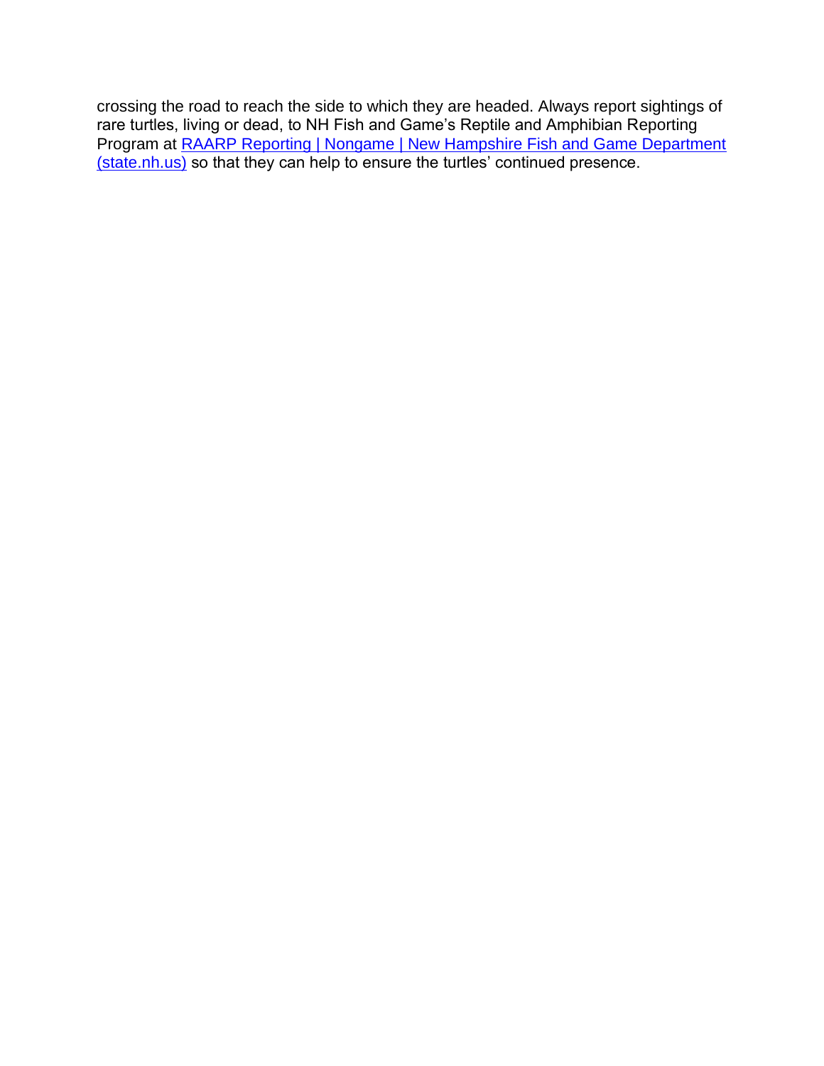crossing the road to reach the side to which they are headed. Always report sightings of rare turtles, living or dead, to NH Fish and Game's Reptile and Amphibian Reporting Program at RAARP Reporting | Nongame | New Hampshire Fish and Game Department (state.nh.us) so that they can help to ensure the turtles' continued presence.